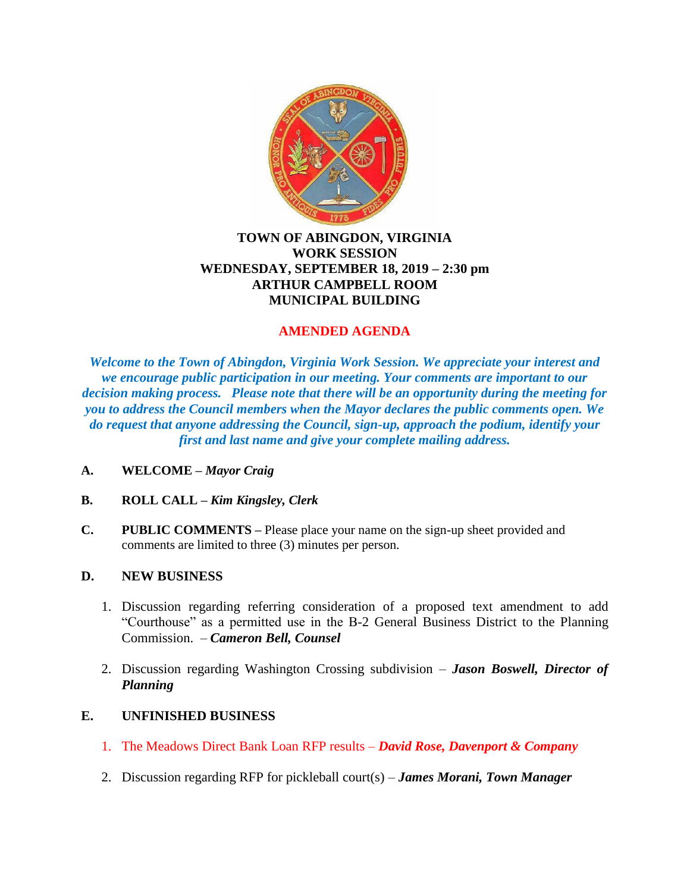# TOWN OF ABINGDON, VIRGINIA
## WORK SESSION
## WEDNESDAY, SEPTEMBER 18, 2019 – 2:30 pm
## ARTHUR CAMPBELL ROOM
## MUNICIPAL BUILDING

**AMENDED AGENDA**

***Welcome to the Town of Abingdon, Virginia Work Session. We appreciate your interest and we encourage public participation in our meeting. Your comments are important to our decision making process. Please note that there will be an opportunity during the meeting for you to address the Council members when the Mayor declares the public comments open. We do request that anyone addressing the Council, sign-up, approach the podium, identify your first and last name and give your complete mailing address.***

**A. WELCOME –** ***Mayor Craig***

**B. ROLL CALL –** ***Kim Kingsley, Clerk***

**C. PUBLIC COMMENTS –** Please place your name on the sign-up sheet provided and comments are limited to three (3) minutes per person.

**D. NEW BUSINESS**

1. Discussion regarding referring consideration of a proposed text amendment to add "Courthouse" as a permitted use in the B-2 General Business District to the Planning Commission. – ***Cameron Bell, Counsel***

2. Discussion regarding Washington Crossing subdivision – ***Jason Boswell, Director of Planning***

**E. UNFINISHED BUSINESS**

1. The Meadows Direct Bank Loan RFP results – ***David Rose, Davenport & Company***

2. Discussion regarding RFP for pickleball court(s) – ***James Morani, Town Manager***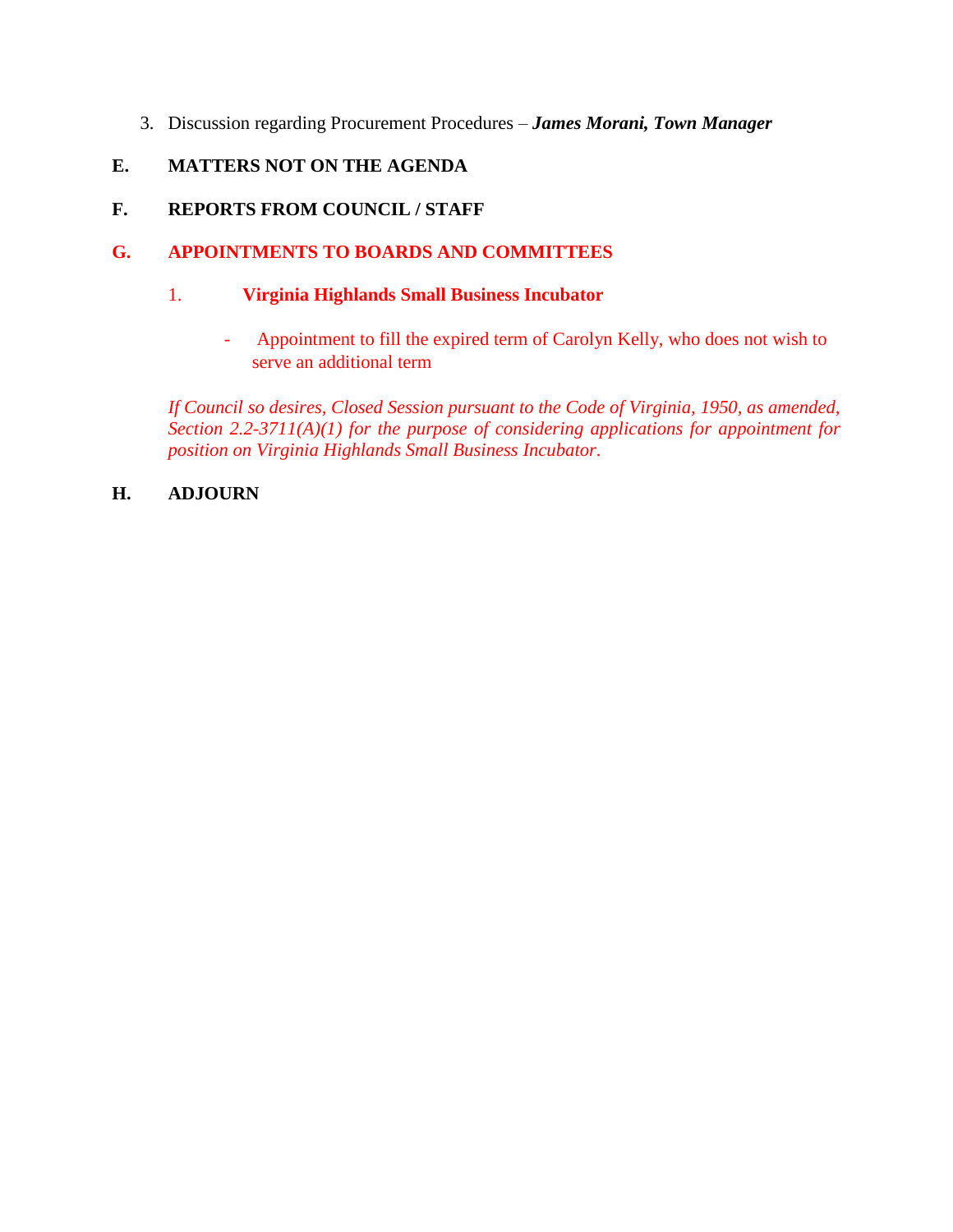3. Discussion regarding Procurement Procedures – ***James Morani, Town Manager***

## E. MATTERS NOT ON THE AGENDA

## F. REPORTS FROM COUNCIL / STAFF

## G. APPOINTMENTS TO BOARDS AND COMMITTEES

1. **Virginia Highlands Small Business Incubator**

   - Appointment to fill the expired term of Carolyn Kelly, who does not wish to serve an additional term

*If Council so desires, Closed Session pursuant to the Code of Virginia, 1950, as amended, Section 2.2-3711(A)(1) for the purpose of considering applications for appointment for position on Virginia Highlands Small Business Incubator.*

## H. ADJOURN